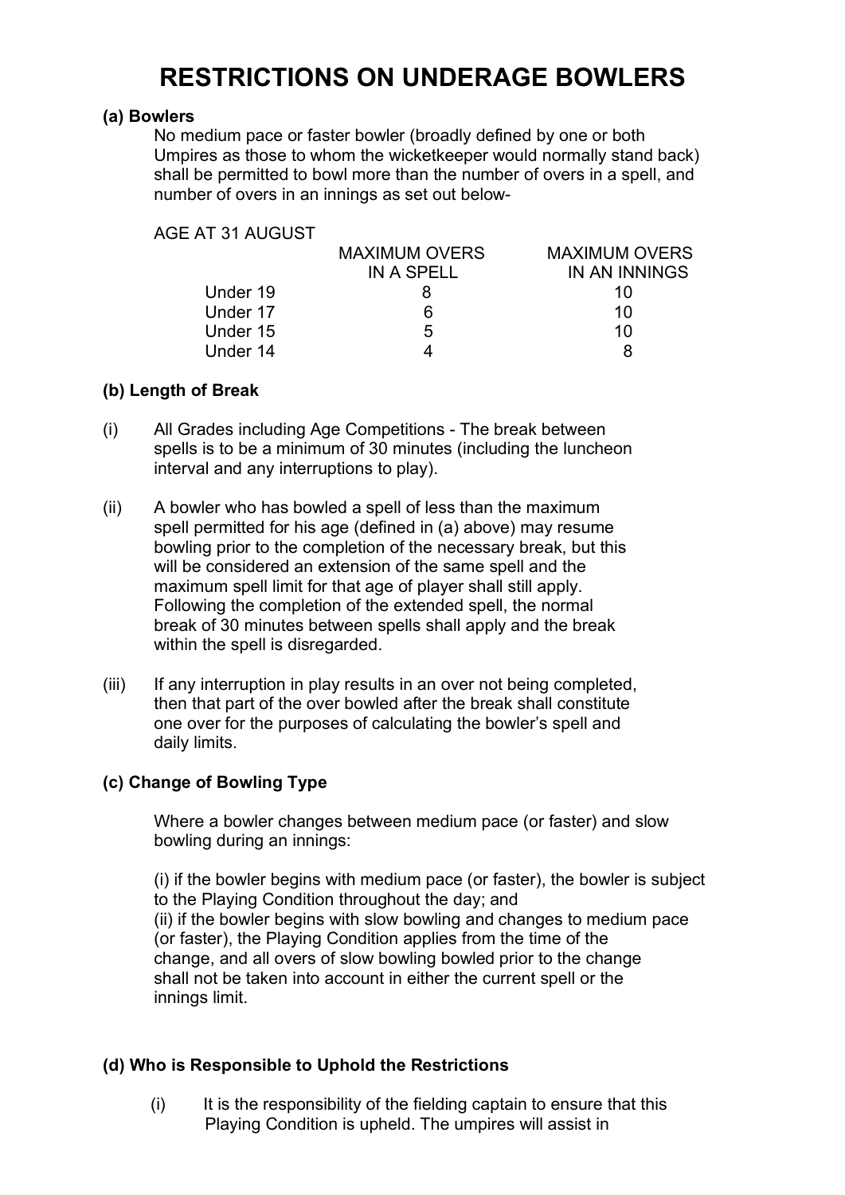# RESTRICTIONS ON UNDERAGE BOWLERS

**(a) Bowlers**

No medium pace or faster bowler (broadly defined by one or both Umpires as those to whom the wicketkeeper would normally stand back) shall be permitted to bowl more than the number of overs in a spell, and number of overs in an innings as set out below-

| AGE AT 31 AUGUST | MAXIMUM OVERS IN A SPELL | MAXIMUM OVERS IN AN INNINGS |
|---|---|---|
| Under 19 | 8 | 10 |
| Under 17 | 6 | 10 |
| Under 15 | 5 | 10 |
| Under 14 | 4 | 8 |

**(b) Length of Break**

(i) All Grades including Age Competitions - The break between spells is to be a minimum of 30 minutes (including the luncheon interval and any interruptions to play).

(ii) A bowler who has bowled a spell of less than the maximum spell permitted for his age (defined in (a) above) may resume bowling prior to the completion of the necessary break, but this will be considered an extension of the same spell and the maximum spell limit for that age of player shall still apply. Following the completion of the extended spell, the normal break of 30 minutes between spells shall apply and the break within the spell is disregarded.

(iii) If any interruption in play results in an over not being completed, then that part of the over bowled after the break shall constitute one over for the purposes of calculating the bowler's spell and daily limits.

**(c) Change of Bowling Type**

Where a bowler changes between medium pace (or faster) and slow bowling during an innings:

(i) if the bowler begins with medium pace (or faster), the bowler is subject to the Playing Condition throughout the day; and
(ii) if the bowler begins with slow bowling and changes to medium pace (or faster), the Playing Condition applies from the time of the change, and all overs of slow bowling bowled prior to the change shall not be taken into account in either the current spell or the innings limit.

**(d) Who is Responsible to Uphold the Restrictions**

(i) It is the responsibility of the fielding captain to ensure that this Playing Condition is upheld. The umpires will assist in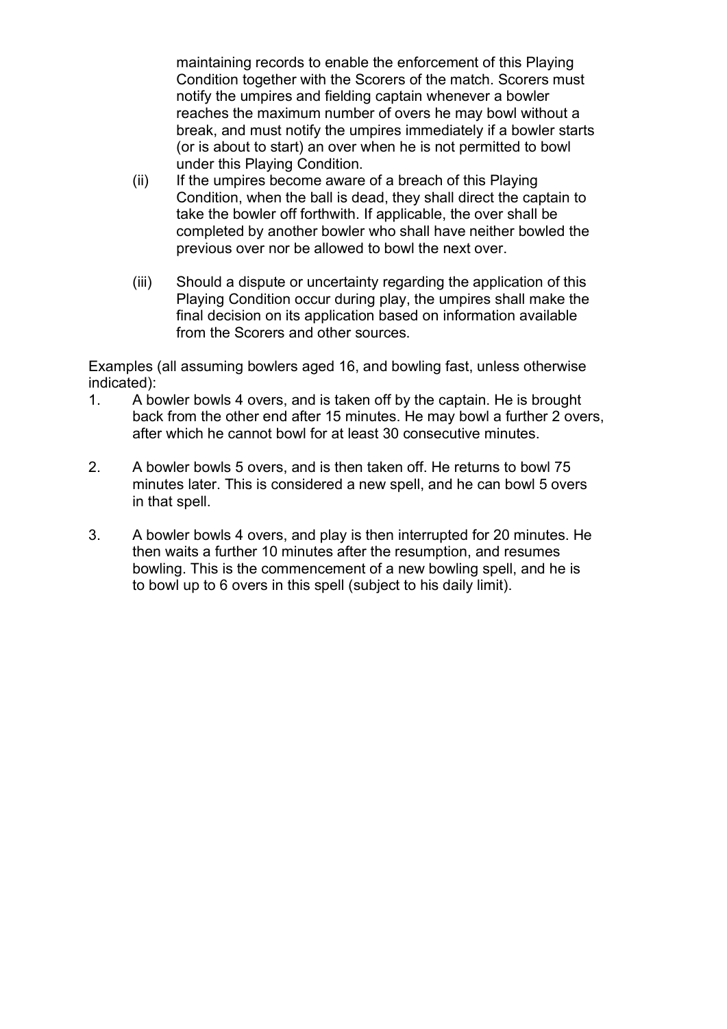maintaining records to enable the enforcement of this Playing Condition together with the Scorers of the match. Scorers must notify the umpires and fielding captain whenever a bowler reaches the maximum number of overs he may bowl without a break, and must notify the umpires immediately if a bowler starts (or is about to start) an over when he is not permitted to bowl under this Playing Condition.

(ii) If the umpires become aware of a breach of this Playing Condition, when the ball is dead, they shall direct the captain to take the bowler off forthwith. If applicable, the over shall be completed by another bowler who shall have neither bowled the previous over nor be allowed to bowl the next over.

(iii) Should a dispute or uncertainty regarding the application of this Playing Condition occur during play, the umpires shall make the final decision on its application based on information available from the Scorers and other sources.

Examples (all assuming bowlers aged 16, and bowling fast, unless otherwise indicated):

1. A bowler bowls 4 overs, and is taken off by the captain. He is brought back from the other end after 15 minutes. He may bowl a further 2 overs, after which he cannot bowl for at least 30 consecutive minutes.

2. A bowler bowls 5 overs, and is then taken off. He returns to bowl 75 minutes later. This is considered a new spell, and he can bowl 5 overs in that spell.

3. A bowler bowls 4 overs, and play is then interrupted for 20 minutes. He then waits a further 10 minutes after the resumption, and resumes bowling. This is the commencement of a new bowling spell, and he is to bowl up to 6 overs in this spell (subject to his daily limit).